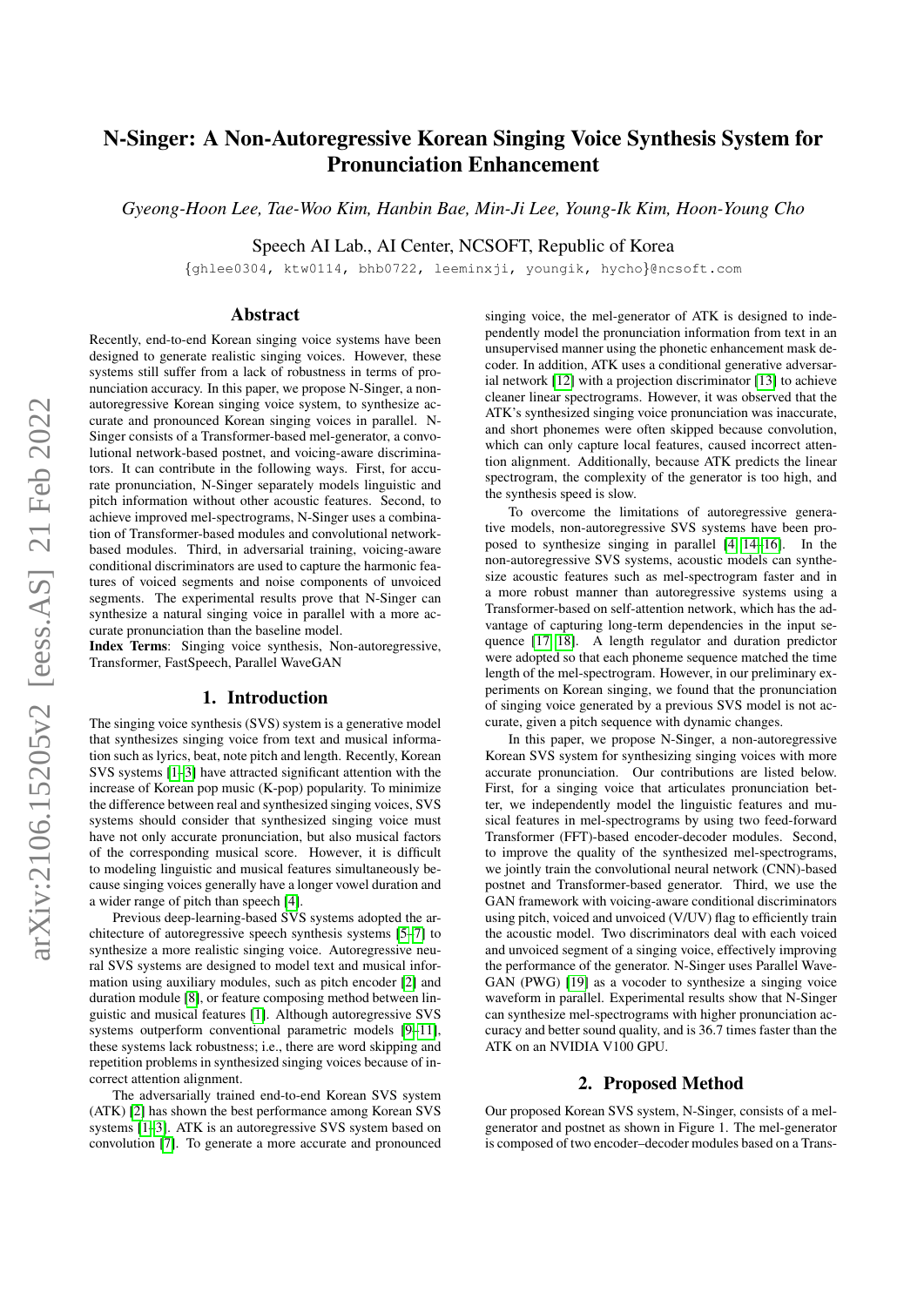# N-Singer: A Non-Autoregressive Korean Singing Voice Synthesis System for Pronunciation Enhancement

*Gyeong-Hoon Lee, Tae-Woo Kim, Hanbin Bae, Min-Ji Lee, Young-Ik Kim, Hoon-Young Cho*

Speech AI Lab., AI Center, NCSOFT, Republic of Korea

{ghlee0304, ktw0114, bhb0722, leeminxji, youngik, hycho}@ncsoft.com

## Abstract

Recently, end-to-end Korean singing voice systems have been designed to generate realistic singing voices. However, these systems still suffer from a lack of robustness in terms of pronunciation accuracy. In this paper, we propose N-Singer, a non-autoregressive Korean singing voice system, to synthesize accurate and pronounced Korean singing voices in parallel. N-Singer consists of a Transformer-based mel-generator, a convolutional network-based postnet, and voicing-aware discriminators. It can contribute in the following ways. First, for accurate pronunciation, N-Singer separately models linguistic and pitch information without other acoustic features. Second, to achieve improved mel-spectrograms, N-Singer uses a combination of Transformer-based modules and convolutional network-based modules. Third, in adversarial training, voicing-aware conditional discriminators are used to capture the harmonic features of voiced segments and noise components of unvoiced segments. The experimental results prove that N-Singer can synthesize a natural singing voice in parallel with a more accurate pronunciation than the baseline model.

**Index Terms**: Singing voice synthesis, Non-autoregressive, Transformer, FastSpeech, Parallel WaveGAN

## 1. Introduction

The singing voice synthesis (SVS) system is a generative model that synthesizes singing voice from text and musical information such as lyrics, beat, note pitch and length. Recently, Korean SVS systems [1–3] have attracted significant attention with the increase of Korean pop music (K-pop) popularity. To minimize the difference between real and synthesized singing voices, SVS systems should consider that synthesized singing voice must have not only accurate pronunciation, but also musical factors of the corresponding musical score. However, it is difficult to modeling linguistic and musical features simultaneously because singing voices generally have a longer vowel duration and a wider range of pitch than speech [4].

Previous deep-learning-based SVS systems adopted the architecture of autoregressive speech synthesis systems [5–7] to synthesize a more realistic singing voice. Autoregressive neural SVS systems are designed to model text and musical information using auxiliary modules, such as pitch encoder [2] and duration module [8], or feature composing method between linguistic and musical features [1]. Although autoregressive SVS systems outperform conventional parametric models [9–11], these systems lack robustness; i.e., there are word skipping and repetition problems in synthesized singing voices because of incorrect attention alignment.

The adversarially trained end-to-end Korean SVS system (ATK) [2] has shown the best performance among Korean SVS systems [1–3]. ATK is an autoregressive SVS system based on convolution [7]. To generate a more accurate and pronounced singing voice, the mel-generator of ATK is designed to independently model the pronunciation information from text in an unsupervised manner using the phonetic enhancement mask decoder. In addition, ATK uses a conditional generative adversarial network [12] with a projection discriminator [13] to achieve cleaner linear spectrograms. However, it was observed that the ATK's synthesized singing voice pronunciation was inaccurate, and short phonemes were often skipped because convolution, which can only capture local features, caused incorrect attention alignment. Additionally, because ATK predicts the linear spectrogram, the complexity of the generator is too high, and the synthesis speed is slow.

To overcome the limitations of autoregressive generative models, non-autoregressive SVS systems have been proposed to synthesize singing in parallel [4, 14–16]. In the non-autoregressive SVS systems, acoustic models can synthesize acoustic features such as mel-spectrogram faster and in a more robust manner than autoregressive systems using a Transformer-based on self-attention network, which has the advantage of capturing long-term dependencies in the input sequence [17, 18]. A length regulator and duration predictor were adopted so that each phoneme sequence matched the time length of the mel-spectrogram. However, in our preliminary experiments on Korean singing, we found that the pronunciation of singing voice generated by a previous SVS model is not accurate, given a pitch sequence with dynamic changes.

In this paper, we propose N-Singer, a non-autoregressive Korean SVS system for synthesizing singing voices with more accurate pronunciation. Our contributions are listed below. First, for a singing voice that articulates pronunciation better, we independently model the linguistic features and musical features in mel-spectrograms by using two feed-forward Transformer (FFT)-based encoder-decoder modules. Second, to improve the quality of the synthesized mel-spectrograms, we jointly train the convolutional neural network (CNN)-based postnet and Transformer-based generator. Third, we use the GAN framework with voicing-aware conditional discriminators using pitch, voiced and unvoiced (V/UV) flag to efficiently train the acoustic model. Two discriminators deal with each voiced and unvoiced segment of a singing voice, effectively improving the performance of the generator. N-Singer uses Parallel WaveGAN (PWG) [19] as a vocoder to synthesize a singing voice waveform in parallel. Experimental results show that N-Singer can synthesize mel-spectrograms with higher pronunciation accuracy and better sound quality, and is 36.7 times faster than the ATK on an NVIDIA V100 GPU.

## 2. Proposed Method

Our proposed Korean SVS system, N-Singer, consists of a mel-generator and postnet as shown in Figure 1. The mel-generator is composed of two encoder–decoder modules based on a Trans-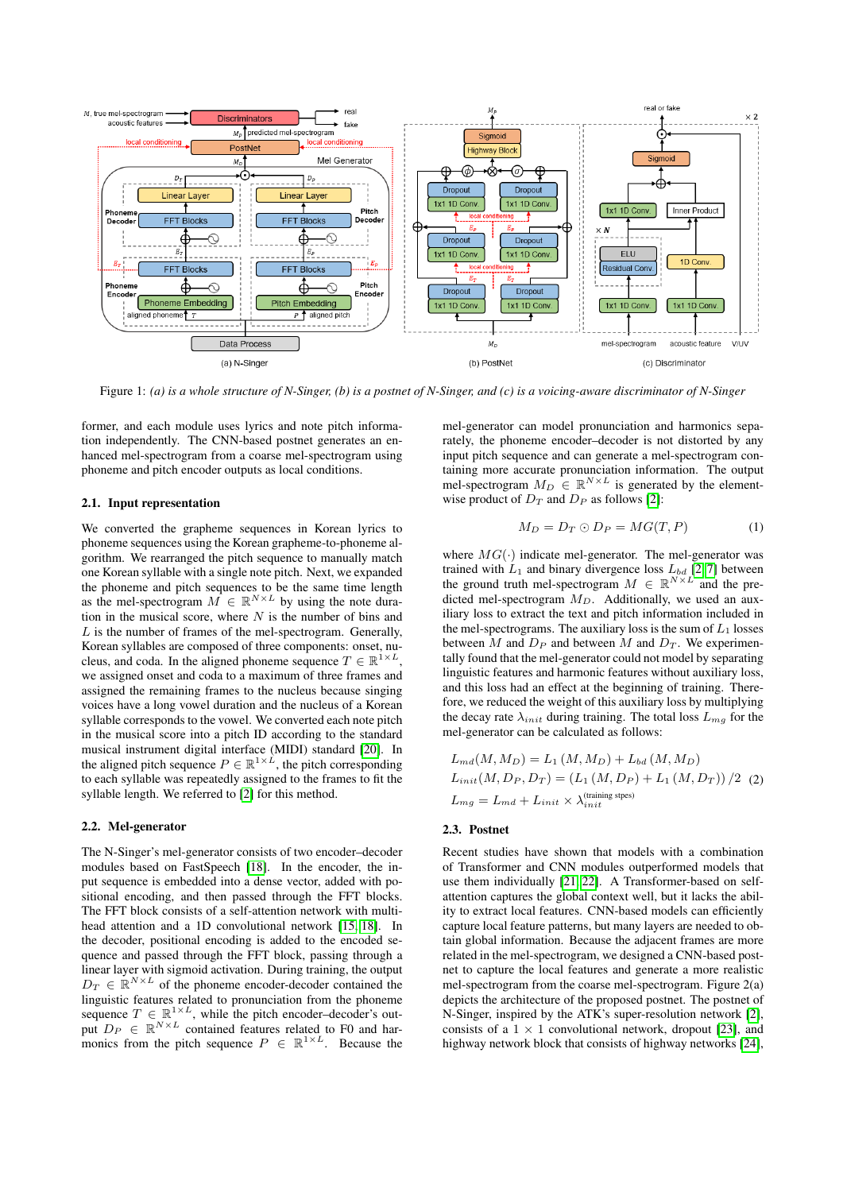Figure 1: *(a) is a whole structure of N-Singer, (b) is a postnet of N-Singer, and (c) is a voicing-aware discriminator of N-Singer*

former, and each module uses lyrics and note pitch information independently. The CNN-based postnet generates an enhanced mel-spectrogram from a coarse mel-spectrogram using phoneme and pitch encoder outputs as local conditions.

### 2.1. Input representation

We converted the grapheme sequences in Korean lyrics to phoneme sequences using the Korean grapheme-to-phoneme algorithm. We rearranged the pitch sequence to manually match one Korean syllable with a single note pitch. Next, we expanded the phoneme and pitch sequences to be the same time length as the mel-spectrogram $M \in \mathbb{R}^{N \times L}$ by using the note duration in the musical score, where $N$ is the number of bins and $L$ is the number of frames of the mel-spectrogram. Generally, Korean syllables are composed of three components: onset, nucleus, and coda. In the aligned phoneme sequence $T \in \mathbb{R}^{1 \times L}$, we assigned onset and coda to a maximum of three frames and assigned the remaining frames to the nucleus because singing voices have a long vowel duration and the nucleus of a Korean syllable corresponds to the vowel. We converted each note pitch in the musical score into a pitch ID according to the standard musical instrument digital interface (MIDI) standard [20]. In the aligned pitch sequence $P \in \mathbb{R}^{1 \times L}$, the pitch corresponding to each syllable was repeatedly assigned to the frames to fit the syllable length. We referred to [2] for this method.

### 2.2. Mel-generator

The N-Singer's mel-generator consists of two encoder–decoder modules based on FastSpeech [18]. In the encoder, the input sequence is embedded into a dense vector, added with positional encoding, and then passed through the FFT blocks. The FFT block consists of a self-attention network with multi-head attention and a 1D convolutional network [15, 18]. In the decoder, positional encoding is added to the encoded sequence and passed through the FFT block, passing through a linear layer with sigmoid activation. During training, the output $D_T \in \mathbb{R}^{N \times L}$ of the phoneme encoder-decoder contained the linguistic features related to pronunciation from the phoneme sequence $T \in \mathbb{R}^{1 \times L}$, while the pitch encoder–decoder's output $D_P \in \mathbb{R}^{N \times L}$ contained features related to F0 and harmonics from the pitch sequence $P \in \mathbb{R}^{1 \times L}$. Because the mel-generator can model pronunciation and harmonics separately, the phoneme encoder–decoder is not distorted by any input pitch sequence and can generate a mel-spectrogram containing more accurate pronunciation information. The output mel-spectrogram $M_D \in \mathbb{R}^{N \times L}$ is generated by the element-wise product of $D_T$ and $D_P$ as follows [2]:

$$M_D = D_T \odot D_P = MG(T, P) \tag{1}$$

where $MG(\cdot)$ indicate mel-generator. The mel-generator was trained with $L_1$ and binary divergence loss $L_{bd}$ [2, 7] between the ground truth mel-spectrogram $M \in \mathbb{R}^{N \times L}$ and the predicted mel-spectrogram $M_D$. Additionally, we used an auxiliary loss to extract the text and pitch information included in the mel-spectrograms. The auxiliary loss is the sum of $L_1$ losses between $M$ and $D_P$ and between $M$ and $D_T$. We experimentally found that the mel-generator could not model by separating linguistic features and harmonic features without auxiliary loss, and this loss had an effect at the beginning of training. Therefore, we reduced the weight of this auxiliary loss by multiplying the decay rate $\lambda_{init}$ during training. The total loss $L_{mg}$ for the mel-generator can be calculated as follows:

$$
\begin{aligned}
L_{md}(M, M_D) &= L_1(M, M_D) + L_{bd}(M, M_D) \\
L_{init}(M, D_P, D_T) &= (L_1(M, D_P) + L_1(M, D_T))/2 \\
L_{mg} &= L_{md} + L_{init} \times \lambda_{init}^{\text{(training stpes)}}
\end{aligned}
\tag{2}
$$

### 2.3. Postnet

Recent studies have shown that models with a combination of Transformer and CNN modules outperformed models that use them individually [21, 22]. A Transformer-based on self-attention captures the global context well, but it lacks the ability to extract local features. CNN-based models can efficiently capture local feature patterns, but many layers are needed to obtain global information. Because the adjacent frames are more related in the mel-spectrogram, we designed a CNN-based postnet to capture the local features and generate a more realistic mel-spectrogram from the coarse mel-spectrogram. Figure 2(a) depicts the architecture of the proposed postnet. The postnet of N-Singer, inspired by the ATK's super-resolution network [2], consists of a $1 \times 1$ convolutional network, dropout [23], and highway network block that consists of highway networks [24],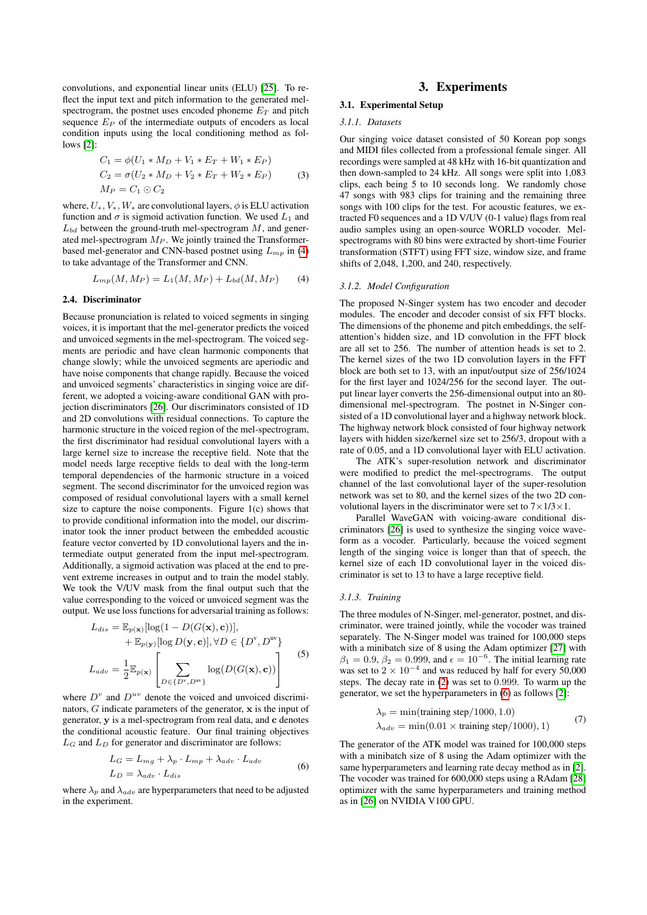convolutions, and exponential linear units (ELU) [25]. To reflect the input text and pitch information to the generated mel-spectrogram, the postnet uses encoded phoneme $E_T$ and pitch sequence $E_P$ of the intermediate outputs of encoders as local condition inputs using the local conditioning method as follows [2]:

$$
\begin{aligned}
C_1 &= \phi(U_1 * M_D + V_1 * E_T + W_1 * E_P) \\
C_2 &= \sigma(U_2 * M_D + V_2 * E_T + W_2 * E_P) \\
M_P &= C_1 \odot C_2
\end{aligned} \tag{3}
$$

where, $U_*, V_*, W_*$ are convolutional layers, $\phi$ is ELU activation function and $\sigma$ is sigmoid activation function. We used $L_1$ and $L_{bd}$ between the ground-truth mel-spectrogram $M$, and generated mel-spectrogram $M_P$. We jointly trained the Transformer-based mel-generator and CNN-based postnet using $L_{mp}$ in (4) to take advantage of the Transformer and CNN.

$$
L_{mp}(M, M_P) = L_1(M, M_P) + L_{bd}(M, M_P) \tag{4}
$$

### 2.4. Discriminator

Because pronunciation is related to voiced segments in singing voices, it is important that the mel-generator predicts the voiced and unvoiced segments in the mel-spectrogram. The voiced segments are periodic and have clean harmonic components that change slowly; while the unvoiced segments are aperiodic and have noise components that change rapidly. Because the voiced and unvoiced segments' characteristics in singing voice are different, we adopted a voicing-aware conditional GAN with projection discriminators [26]. Our discriminators consisted of 1D and 2D convolutions with residual connections. To capture the harmonic structure in the voiced region of the mel-spectrogram, the first discriminator had residual convolutional layers with a large kernel size to increase the receptive field. Note that the model needs large receptive fields to deal with the long-term temporal dependencies of the harmonic structure in a voiced segment. The second discriminator for the unvoiced region was composed of residual convolutional layers with a small kernel size to capture the noise components. Figure 1(c) shows that to provide conditional information into the model, our discriminator took the inner product between the embedded acoustic feature vector converted by 1D convolutional layers and the intermediate output generated from the input mel-spectrogram. Additionally, a sigmoid activation was placed at the end to prevent extreme increases in output and to train the model stably. We took the V/UV mask from the final output such that the value corresponding to the voiced or unvoiced segment was the output. We use loss functions for adversarial training as follows:

$$
\begin{aligned}
L_{dis} &= \mathbb{E}_{p(\mathbf{x})}[\log(1 - D(G(\mathbf{x}), \mathbf{c}))], \\
&\quad + \mathbb{E}_{p(\mathbf{y})}[\log D(\mathbf{y}, \mathbf{c})], \forall D \in \{D^{\text{v}}, D^{\text{uv}}\} \\
L_{adv} &= \frac{1}{2}\mathbb{E}_{p(\mathbf{x})}\left[\sum_{D \in \{D^{\text{v}}, D^{\text{uv}}\}} \log(D(G(\mathbf{x}), \mathbf{c}))\right]
\end{aligned} \tag{5}
$$

where $D^v$ and $D^{uv}$ denote the voiced and unvoiced discriminators, $G$ indicate parameters of the generator, $\mathbf{x}$ is the input of generator, $\mathbf{y}$ is a mel-spectrogram from real data, and $\mathbf{c}$ denotes the conditional acoustic feature. Our final training objectives $L_G$ and $L_D$ for generator and discriminator are follows:

$$
\begin{aligned}
L_G &= L_{mg} + \lambda_p \cdot L_{mp} + \lambda_{adv} \cdot L_{adv} \\
L_D &= \lambda_{adv} \cdot L_{dis}
\end{aligned} \tag{6}
$$

where $\lambda_p$ and $\lambda_{adv}$ are hyperparameters that need to be adjusted in the experiment.

# 3. Experiments

## 3.1. Experimental Setup

### 3.1.1. Datasets

Our singing voice dataset consisted of 50 Korean pop songs and MIDI files collected from a professional female singer. All recordings were sampled at 48 kHz with 16-bit quantization and then down-sampled to 24 kHz. All songs were split into 1,083 clips, each being 5 to 10 seconds long. We randomly chose 47 songs with 983 clips for training and the remaining three songs with 100 clips for the test. For acoustic features, we extracted F0 sequences and a 1D V/UV (0-1 value) flags from real audio samples using an open-source WORLD vocoder. Mel-spectrograms with 80 bins were extracted by short-time Fourier transformation (STFT) using FFT size, window size, and frame shifts of 2,048, 1,200, and 240, respectively.

### 3.1.2. Model Configuration

The proposed N-Singer system has two encoder and decoder modules. The encoder and decoder consist of six FFT blocks. The dimensions of the phoneme and pitch embeddings, the self-attention's hidden size, and 1D convolution in the FFT block are all set to 256. The number of attention heads is set to 2. The kernel sizes of the two 1D convolution layers in the FFT block are both set to 13, with an input/output size of 256/1024 for the first layer and 1024/256 for the second layer. The output linear layer converts the 256-dimensional output into an 80-dimensional mel-spectrogram. The postnet in N-Singer consisted of a 1D convolutional layer and a highway network block. The highway network block consisted of four highway network layers with hidden size/kernel size set to 256/3, dropout with a rate of 0.05, and a 1D convolutional layer with ELU activation.

The ATK's super-resolution network and discriminator were modified to predict the mel-spectrograms. The output channel of the last convolutional layer of the super-resolution network was set to 80, and the kernel sizes of the two 2D convolutional layers in the discriminator were set to 7×1/3×1.

Parallel WaveGAN with voicing-aware conditional discriminators [26] is used to synthesize the singing voice waveform as a vocoder. Particularly, because the voiced segment length of the singing voice is longer than that of speech, the kernel size of each 1D convolutional layer in the voiced discriminator is set to 13 to have a large receptive field.

### 3.1.3. Training

The three modules of N-Singer, mel-generator, postnet, and discriminator, were trained jointly, while the vocoder was trained separately. The N-Singer model was trained for 100,000 steps with a minibatch size of 8 using the Adam optimizer [27] with $\beta_1 = 0.9$, $\beta_2 = 0.999$, and $\epsilon = 10^{-6}$. The initial learning rate was set to $2 \times 10^{-4}$ and was reduced by half for every 50,000 steps. The decay rate in (2) was set to 0.999. To warm up the generator, we set the hyperparameters in (6) as follows [2]:

$$
\begin{aligned}
\lambda_p &= \min(\text{training step}/1000, 1.0) \\
\lambda_{adv} &= \min(0.01 \times \text{training step}/1000), 1)
\end{aligned} \tag{7}
$$

The generator of the ATK model was trained for 100,000 steps with a minibatch size of 8 using the Adam optimizer with the same hyperparameters and learning rate decay method as in [2]. The vocoder was trained for 600,000 steps using a RAdam [28] optimizer with the same hyperparameters and training method as in [26] on NVIDIA V100 GPU.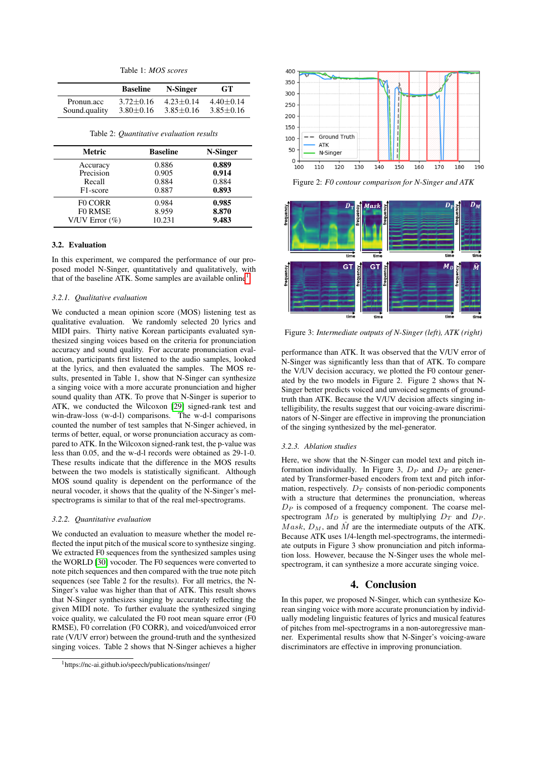Table 1: *MOS scores*

| | Baseline | N-Singer | GT |
|---|---|---|---|
| Pronun.acc | 3.72±0.16 | 4.23±0.14 | 4.40±0.14 |
| Sound.quality | 3.80±0.16 | 3.85±0.16 | 3.85±0.16 |

Table 2: *Quantitative evaluation results*

| Metric | Baseline | N-Singer |
|---|---|---|
| Accuracy | 0.886 | **0.889** |
| Precision | 0.905 | **0.914** |
| Recall | 0.884 | 0.884 |
| F1-score | 0.887 | **0.893** |
| F0 CORR | 0.984 | **0.985** |
| F0 RMSE | 8.959 | **8.870** |
| V/UV Error (%) | 10.231 | **9.483** |

### 3.2. Evaluation

In this experiment, we compared the performance of our proposed model N-Singer, quantitatively and qualitatively, with that of the baseline ATK. Some samples are available online[1].

#### 3.2.1. Qualitative evaluation

We conducted a mean opinion score (MOS) listening test as qualitative evaluation. We randomly selected 20 lyrics and MIDI pairs. Thirty native Korean participants evaluated synthesized singing voices based on the criteria for pronunciation accuracy and sound quality. For accurate pronunciation evaluation, participants first listened to the audio samples, looked at the lyrics, and then evaluated the samples. The MOS results, presented in Table 1, show that N-Singer can synthesize a singing voice with a more accurate pronunciation and higher sound quality than ATK. To prove that N-Singer is superior to ATK, we conducted the Wilcoxon [29] signed-rank test and win-draw-loss (w-d-l) comparisons. The w-d-l comparisons counted the number of test samples that N-Singer achieved, in terms of better, equal, or worse pronunciation accuracy as compared to ATK. In the Wilcoxon signed-rank test, the p-value was less than 0.05, and the w-d-l records were obtained as 29-1-0. These results indicate that the difference in the MOS results between the two models is statistically significant. Although MOS sound quality is dependent on the performance of the neural vocoder, it shows that the quality of the N-Singer's mel-spectrograms is similar to that of the real mel-spectrograms.

#### 3.2.2. Quantitative evaluation

We conducted an evaluation to measure whether the model reflected the input pitch of the musical score to synthesize singing. We extracted F0 sequences from the synthesized samples using the WORLD [30] vocoder. The F0 sequences were converted to note pitch sequences and then compared with the true note pitch sequences (see Table 2 for the results). For all metrics, the N-Singer's value was higher than that of ATK. This result shows that N-Singer synthesizes singing by accurately reflecting the given MIDI note. To further evaluate the synthesized singing voice quality, we calculated the F0 root mean square error (F0 RMSE), F0 correlation (F0 CORR), and voiced/unvoiced error rate (V/UV error) between the ground-truth and the synthesized singing voices. Table 2 shows that N-Singer achieves a higher performance than ATK. It was observed that the V/UV error of N-Singer was significantly less than that of ATK. To compare the V/UV decision accuracy, we plotted the F0 contour generated by the two models in Figure 2. Figure 2 shows that N-Singer better predicts voiced and unvoiced segments of ground-truth than ATK. Because the V/UV decision affects singing intelligibility, the results suggest that our voicing-aware discriminators of N-Singer are effective in improving the pronunciation of the singing synthesized by the mel-generator.

Figure 2: *F0 contour comparison for N-Singer and ATK*

Figure 3: *Intermediate outputs of N-Singer (left), ATK (right)*

#### 3.2.3. Ablation studies

Here, we show that the N-Singer can model text and pitch information individually. In Figure 3, $D_P$ and $D_T$ are generated by Transformer-based encoders from text and pitch information, respectively. $D_T$ consists of non-periodic components with a structure that determines the pronunciation, whereas $D_P$ is composed of a frequency component. The coarse mel-spectrogram $M_D$ is generated by multiplying $D_T$ and $D_P$. $Mask$, $D_M$, and $\hat{M}$ are the intermediate outputs of the ATK. Because ATK uses 1/4-length mel-spectrograms, the intermediate outputs in Figure 3 show pronunciation and pitch information loss. However, because the N-Singer uses the whole mel-spectrogram, it can synthesize a more accurate singing voice.

## 4. Conclusion

In this paper, we proposed N-Singer, which can synthesize Korean singing voice with more accurate pronunciation by individually modeling linguistic features of lyrics and musical features of pitches from mel-spectrograms in a non-autoregressive manner. Experimental results show that N-Singer's voicing-aware discriminators are effective in improving pronunciation.

[1] https://nc-ai.github.io/speech/publications/nsinger/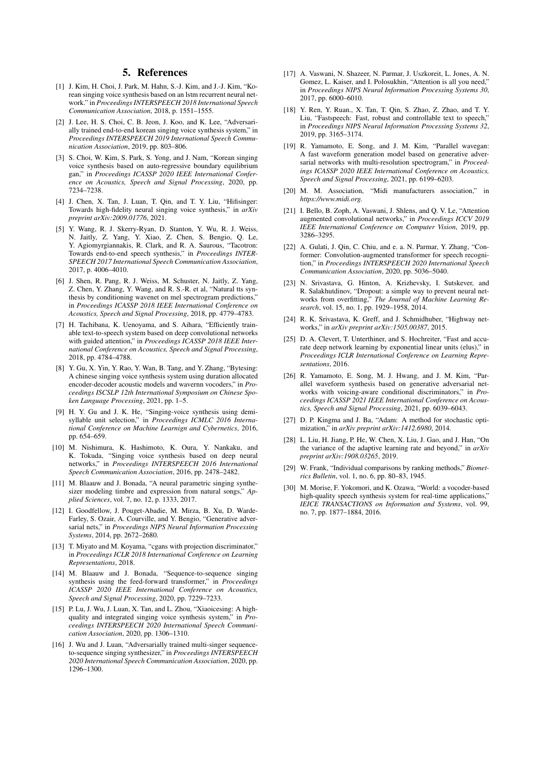# 5. References

[1] J. Kim, H. Choi, J. Park, M. Hahn, S.-J. Kim, and J.-J. Kim, "Korean singing voice synthesis based on an lstm recurrent neural network." in *Proceedings INTERSPEECH 2018 International Speech Communication Association*, 2018, p. 1551–1555.

[2] J. Lee, H. S. Choi, C. B. Jeon, J. Koo, and K. Lee, "Adversarially trained end-to-end korean singing voice synthesis system," in *Proceedings INTERSPEECH 2019 International Speech Communication Association*, 2019, pp. 803–806.

[3] S. Choi, W. Kim, S. Park, S. Yong, and J. Nam, "Korean singing voice synthesis based on auto-regressive boundary equilibrium gan," in *Proceedings ICASSP 2020 IEEE International Conference on Acoustics, Speech and Signal Processing*, 2020, pp. 7234–7238.

[4] J. Chen, X. Tan, J. Luan, T. Qin, and T. Y. Liu, "Hifisinger: Towards high-fidelity neural singing voice synthesis," in *arXiv preprint arXiv:2009.01776*, 2021.

[5] Y. Wang, R. J. Skerry-Ryan, D. Stanton, Y. Wu, R. J. Weiss, N. Jaitly, Z. Yang, Y. Xiao, Z. Chen, S. Bengio, Q. Le, Y. Agiomyrgiannakis, R. Clark, and R. A. Saurous, "Tacotron: Towards end-to-end speech synthesis," in *Proceedings INTERSPEECH 2017 International Speech Communication Association*, 2017, p. 4006–4010.

[6] J. Shen, R. Pang, R. J. Weiss, M. Schuster, N. Jaitly, Z. Yang, Z. Chen, Y. Zhang, Y. Wang, and R. S.-R. et al, "Natural tts synthesis by conditioning wavenet on mel spectrogram predictions," in *Proceedings ICASSP 2018 IEEE International Conference on Acoustics, Speech and Signal Processing*, 2018, pp. 4779–4783.

[7] H. Tachibana, K. Uenoyama, and S. Aihara, "Efficiently trainable text-to-speech system based on deep convolutional networks with guided attention," in *Proceedings ICASSP 2018 IEEE International Conference on Acoustics, Speech and Signal Processing*, 2018, pp. 4784–4788.

[8] Y. Gu, X. Yin, Y. Rao, Y. Wan, B. Tang, and Y. Zhang, "Bytesing: A chinese singing voice synthesis system using duration allocated encoder-decoder acoustic models and wavernn vocoders," in *Proceedings ISCSLP 12th International Symposium on Chinese Spoken Language Processing*, 2021, pp. 1–5.

[9] H. Y. Gu and J. K. He, "Singing-voice synthesis using demisyllable unit selection," in *Proceedings ICMLC 2016 International Conference on Machine Learnign and Cybernetics*, 2016, pp. 654–659.

[10] M. Nishimura, K. Hashimoto, K. Oura, Y. Nankaku, and K. Tokuda, "Singing voice synthesis based on deep neural networks," in *Proceedings INTERSPEECH 2016 International Speech Communication Association*, 2016, pp. 2478–2482.

[11] M. Blaauw and J. Bonada, "A neural parametric singing synthesizer modeling timbre and expression from natural songs," *Applied Sciences*, vol. 7, no. 12, p. 1333, 2017.

[12] I. Goodfellow, J. Pouget-Abadie, M. Mirza, B. Xu, D. Warde-Farley, S. Ozair, A. Courville, and Y. Bengio, "Generative adversarial nets," in *Proceedings NIPS Neural Information Processing Systems*, 2014, pp. 2672–2680.

[13] T. Miyato and M. Koyama, "cgans with projection discriminator," in *Proceedings ICLR 2018 International Conference on Learning Representations*, 2018.

[14] M. Blaauw and J. Bonada, "Sequence-to-sequence singing synthesis using the feed-forward transformer," in *Proceedings ICASSP 2020 IEEE International Conference on Acoustics, Speech and Signal Processing*, 2020, pp. 7229–7233.

[15] P. Lu, J. Wu, J. Luan, X. Tan, and L. Zhou, "Xiaoicesing: A high-quality and integrated singing voice synthesis system," in *Proceedings INTERSPEECH 2020 International Speech Communication Association*, 2020, pp. 1306–1310.

[16] J. Wu and J. Luan, "Adversarially trained multi-singer sequence-to-sequence singing synthesizer," in *Proceedings INTERSPEECH 2020 International Speech Communication Association*, 2020, pp. 1296–1300.

[17] A. Vaswani, N. Shazeer, N. Parmar, J. Uszkoreit, L. Jones, A. N. Gomez, L. Kaiser, and I. Polosukhin, "Attention is all you need," in *Proceedings NIPS Neural Information Processing Systems 30*, 2017, pp. 6000–6010.

[18] Y. Ren, Y. Ruan., X. Tan, T. Qin, S. Zhao, Z. Zhao, and T. Y. Liu, "Fastspeech: Fast, robust and controllable text to speech," in *Proceedings NIPS Neural Information Processing Systems 32*, 2019, pp. 3165–3174.

[19] R. Yamamoto, E. Song, and J. M. Kim, "Parallel wavegan: A fast waveform generation model based on generative adversarial networks with multi-resolution spectrogram," in *Proceedings ICASSP 2020 IEEE International Conference on Acoustics, Speech and Signal Processing*, 2021, pp. 6199–6203.

[20] M. M. Association, "Midi manufacturers association," in *https://www.midi.org.*

[21] I. Bello, B. Zoph, A. Vaswani, J. Shlens, and Q. V. Le, "Attention augmented convolutional networks," in *Proceedings ICCV 2019 IEEE International Conference on Computer Vision*, 2019, pp. 3286–3295.

[22] A. Gulati, J. Qin, C. Chiu, and e. a. N. Parmar, Y. Zhang, "Conformer: Convolution-augmented transformer for speech recognition," in *Proceedings INTERSPEECH 2020 International Speech Communication Association*, 2020, pp. 5036–5040.

[23] N. Srivastava, G. Hinton, A. Krizhevsky, I. Sutskever, and R. Salakhutdinov, "Dropout: a simple way to prevent neural networks from overfitting," *The Journal of Machine Learning Research*, vol. 15, no. 1, pp. 1929–1958, 2014.

[24] R. K. Srivastava, K. Greff, and J. Schmidhuber, "Highway networks," in *arXiv preprint arXiv:1505.00387*, 2015.

[25] D. A. Clevert, T. Unterthiner, and S. Hochreiter, "Fast and accurate deep network learning by exponential linear units (elus)," in *Proceedings ICLR International Conference on Learning Representations*, 2016.

[26] R. Yamamoto, E. Song, M. J. Hwang, and J. M. Kim, "Parallel waveform synthesis based on generative adversarial networks with voicing-aware conditional discriminators," in *Proceedings ICASSP 2021 IEEE International Conference on Acoustics, Speech and Signal Processing*, 2021, pp. 6039–6043.

[27] D. P. Kingma and J. Ba, "Adam: A method for stochastic optimization," in *arXiv preprint arXiv:1412.6980*, 2014.

[28] L. Liu, H. Jiang, P. He, W. Chen, X. Liu, J. Gao, and J. Han, "On the variance of the adaptive learning rate and beyond," in *arXiv preprint arXiv:1908.03265*, 2019.

[29] W. Frank, "Individual comparisons by ranking methods," *Biometrics Bulletin*, vol. 1, no. 6, pp. 80–83, 1945.

[30] M. Morise, F. Yokomori, and K. Ozawa, "World: a vocoder-based high-quality speech synthesis system for real-time applications," *IEICE TRANSACTIONS on Information and Systems*, vol. 99, no. 7, pp. 1877–1884, 2016.